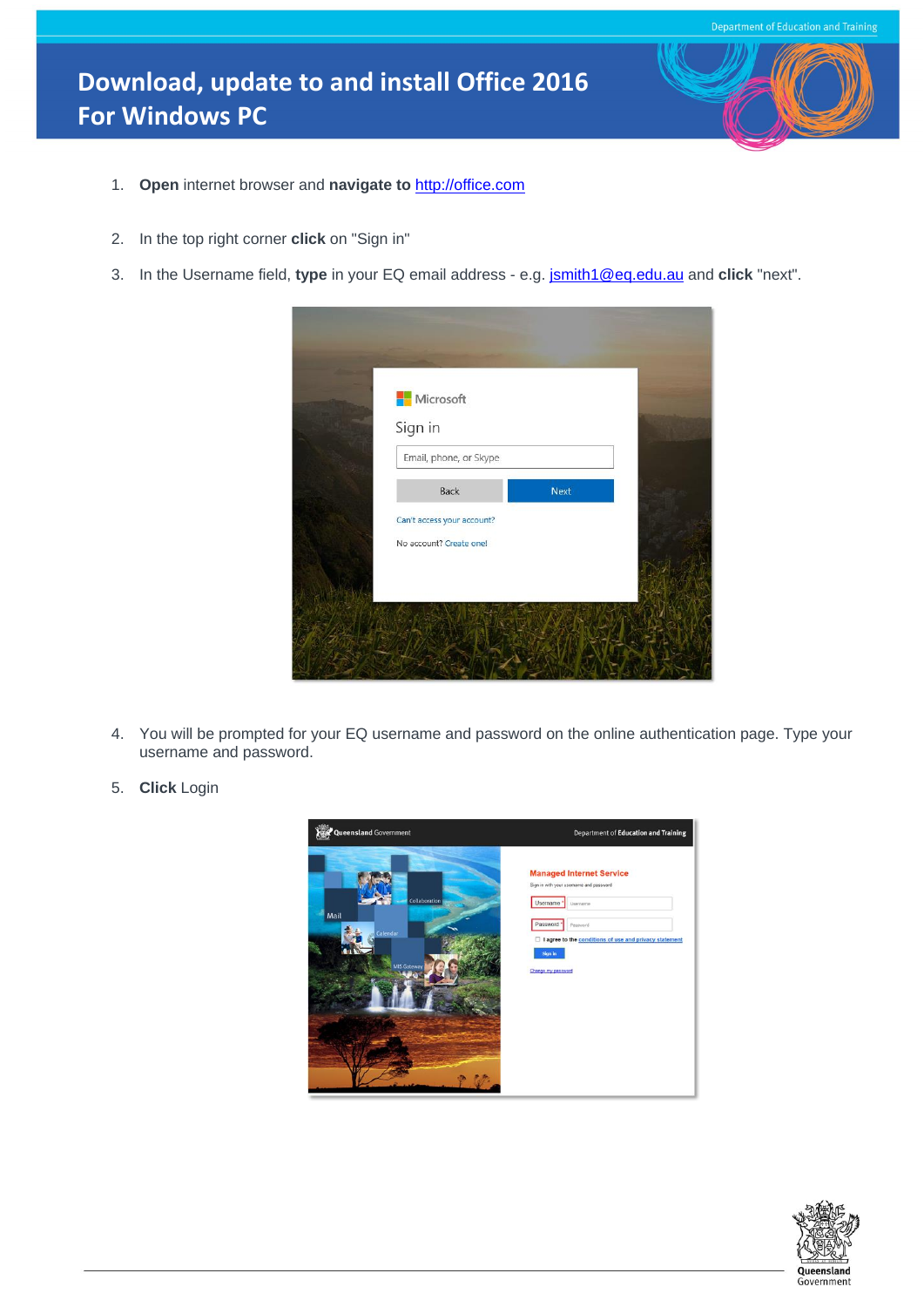# Download, update to and install Office 2016 For Windows PC

1. **Open** internet browser and **navigate to** http://office.com
2. In the top right corner **click** on "Sign in"
3. In the Username field, **type** in your EQ email address - e.g. jsmith1@eq.edu.au and **click** "next".
4. You will be prompted for your EQ username and password on the online authentication page. Type your username and password.
5. **Click** Login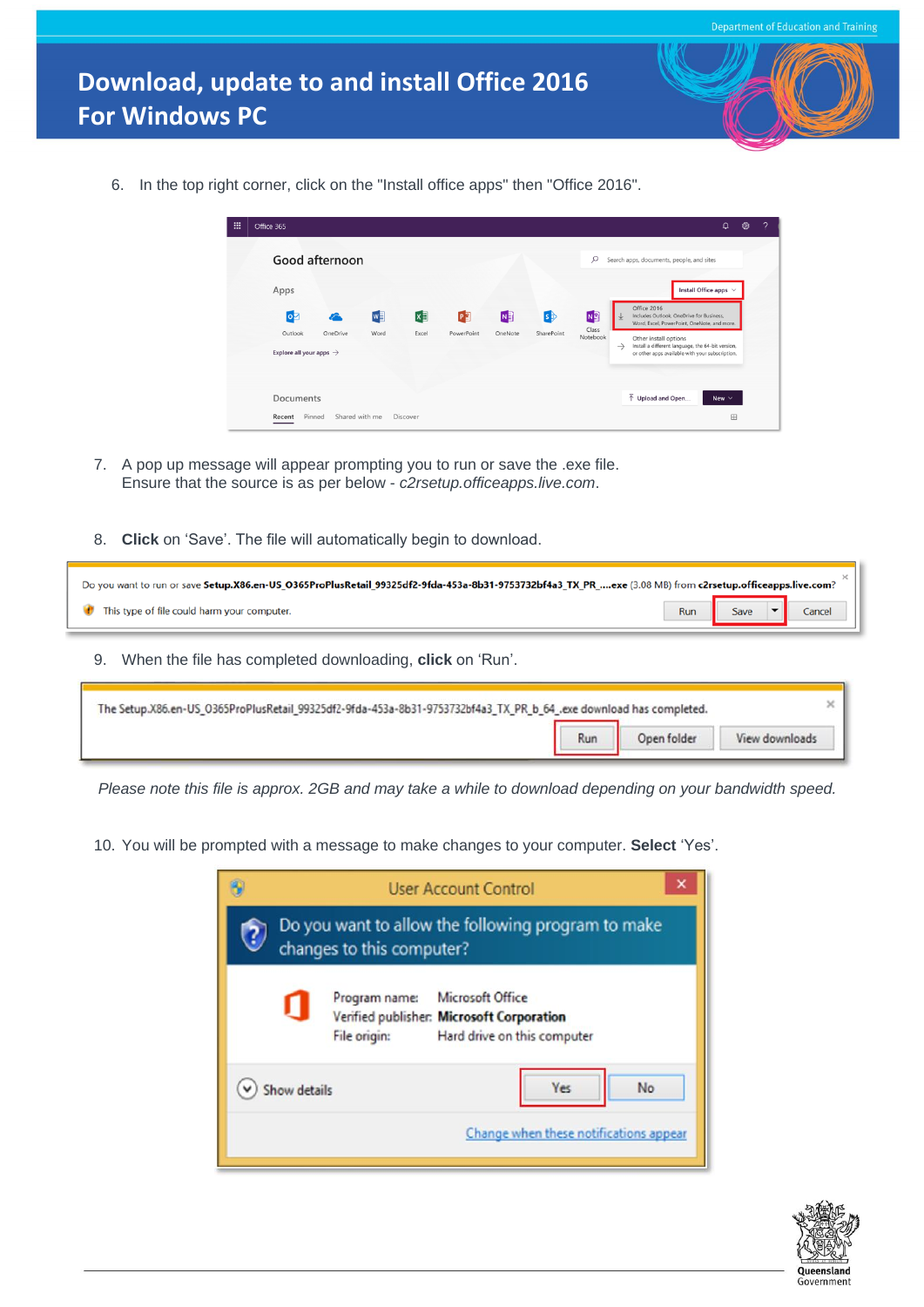# Download, update to and install Office 2016 For Windows PC

6. In the top right corner, click on the "Install office apps" then "Office 2016".

7. A pop up message will appear prompting you to run or save the .exe file. Ensure that the source is as per below - *c2rsetup.officeapps.live.com*.

8. **Click** on 'Save'. The file will automatically begin to download.

9. When the file has completed downloading, **click** on 'Run'.

*Please note this file is approx. 2GB and may take a while to download depending on your bandwidth speed.*

10. You will be prompted with a message to make changes to your computer. **Select** 'Yes'.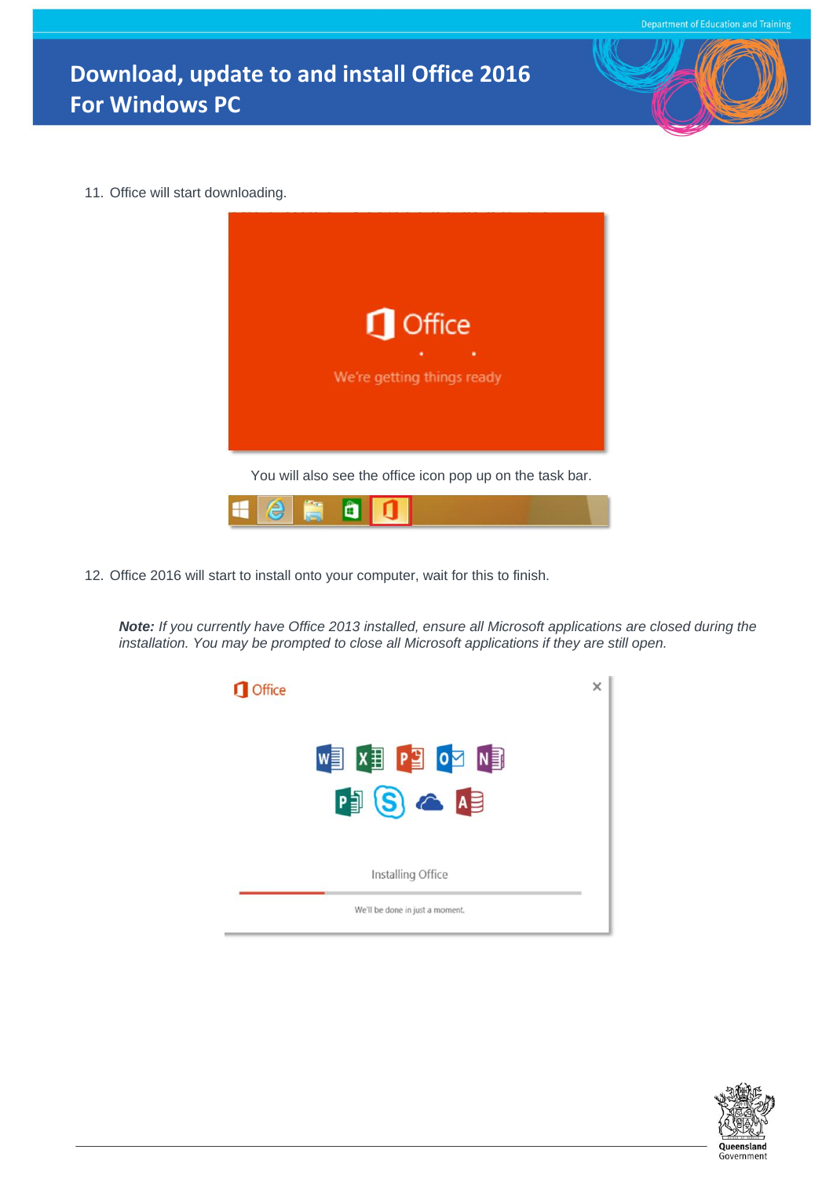11. Office will start downloading.

You will also see the office icon pop up on the task bar.

12. Office 2016 will start to install onto your computer, wait for this to finish.

***Note:*** *If you currently have Office 2013 installed, ensure all Microsoft applications are closed during the installation. You may be prompted to close all Microsoft applications if they are still open.*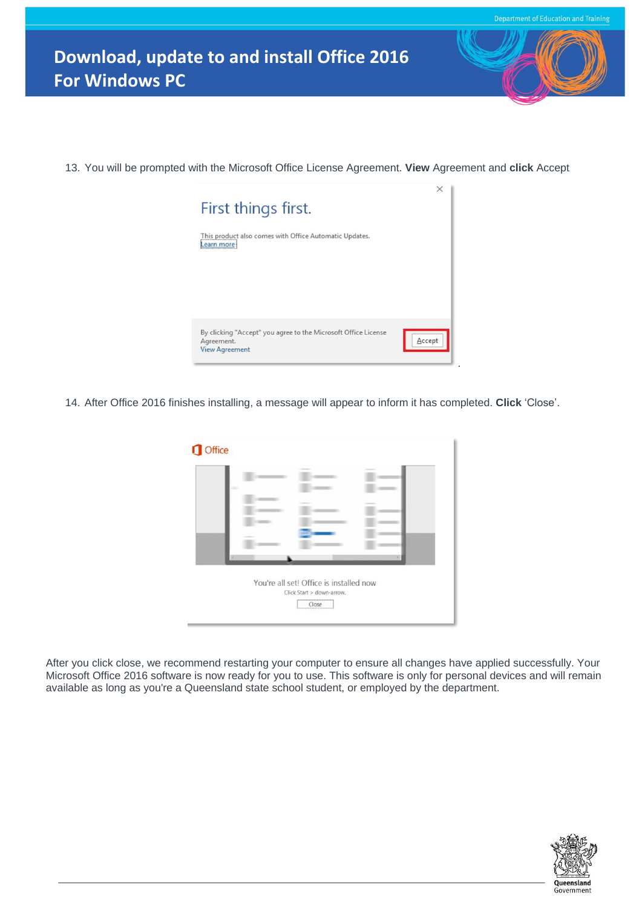# Download, update to and install Office 2016 For Windows PC

13. You will be prompted with the Microsoft Office License Agreement. **View** Agreement and **click** Accept

14. After Office 2016 finishes installing, a message will appear to inform it has completed. **Click** 'Close'.

After you click close, we recommend restarting your computer to ensure all changes have applied successfully. Your Microsoft Office 2016 software is now ready for you to use. This software is only for personal devices and will remain available as long as you're a Queensland state school student, or employed by the department.